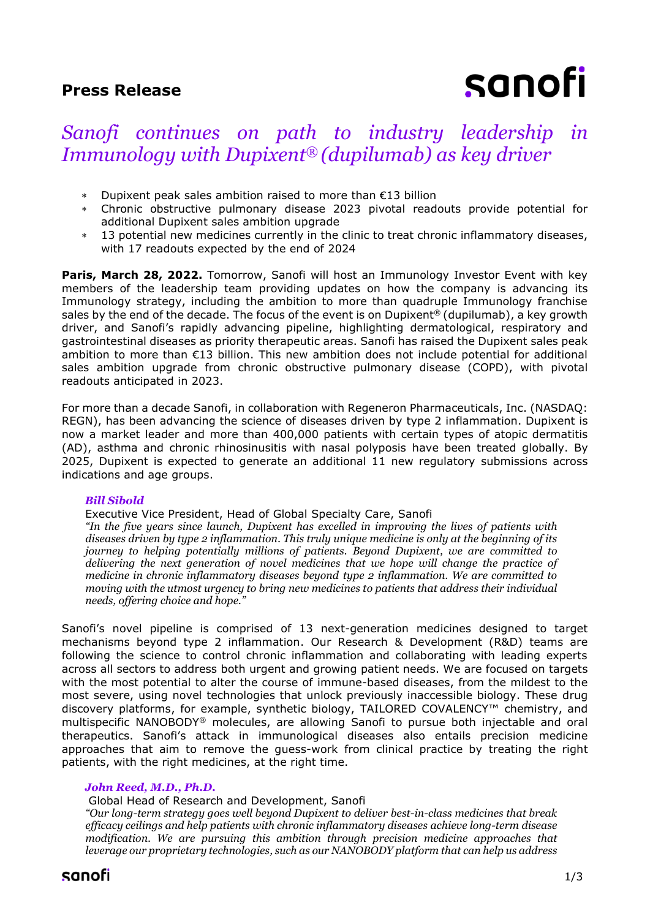**Press Release**

# *Sanofi continues on path to industry leadership in Immunology with Dupixent® (dupilumab) as key driver*

- Dupixent peak sales ambition raised to more than €13 billion
- Chronic obstructive pulmonary disease 2023 pivotal readouts provide potential for additional Dupixent sales ambition upgrade
- 13 potential new medicines currently in the clinic to treat chronic inflammatory diseases, with 17 readouts expected by the end of 2024

**Paris, March 28, 2022.** Tomorrow, Sanofi will host an Immunology Investor Event with key members of the leadership team providing updates on how the company is advancing its Immunology strategy, including the ambition to more than quadruple Immunology franchise sales by the end of the decade. The focus of the event is on Dupixent® (dupilumab), a key growth driver, and Sanofi's rapidly advancing pipeline, highlighting dermatological, respiratory and gastrointestinal diseases as priority therapeutic areas. Sanofi has raised the Dupixent sales peak ambition to more than €13 billion. This new ambition does not include potential for additional sales ambition upgrade from chronic obstructive pulmonary disease (COPD), with pivotal readouts anticipated in 2023.

For more than a decade Sanofi, in collaboration with Regeneron Pharmaceuticals, Inc. (NASDAQ: REGN), has been advancing the science of diseases driven by type 2 inflammation. Dupixent is now a market leader and more than 400,000 patients with certain types of atopic dermatitis (AD), asthma and chronic rhinosinusitis with nasal polyposis have been treated globally. By 2025, Dupixent is expected to generate an additional 11 new regulatory submissions across indications and age groups.

***Bill Sibold***
Executive Vice President, Head of Global Specialty Care, Sanofi
*"In the five years since launch, Dupixent has excelled in improving the lives of patients with diseases driven by type 2 inflammation. This truly unique medicine is only at the beginning of its journey to helping potentially millions of patients. Beyond Dupixent, we are committed to delivering the next generation of novel medicines that we hope will change the practice of medicine in chronic inflammatory diseases beyond type 2 inflammation. We are committed to moving with the utmost urgency to bring new medicines to patients that address their individual needs, offering choice and hope."*

Sanofi's novel pipeline is comprised of 13 next-generation medicines designed to target mechanisms beyond type 2 inflammation. Our Research & Development (R&D) teams are following the science to control chronic inflammation and collaborating with leading experts across all sectors to address both urgent and growing patient needs. We are focused on targets with the most potential to alter the course of immune-based diseases, from the mildest to the most severe, using novel technologies that unlock previously inaccessible biology. These drug discovery platforms, for example, synthetic biology, TAILORED COVALENCY™ chemistry, and multispecific NANOBODY® molecules, are allowing Sanofi to pursue both injectable and oral therapeutics. Sanofi's attack in immunological diseases also entails precision medicine approaches that aim to remove the guess-work from clinical practice by treating the right patients, with the right medicines, at the right time.

***John Reed, M.D., Ph.D.***
Global Head of Research and Development, Sanofi
*"Our long-term strategy goes well beyond Dupixent to deliver best-in-class medicines that break efficacy ceilings and help patients with chronic inflammatory diseases achieve long-term disease modification. We are pursuing this ambition through precision medicine approaches that leverage our proprietary technologies, such as our NANOBODY platform that can help us address*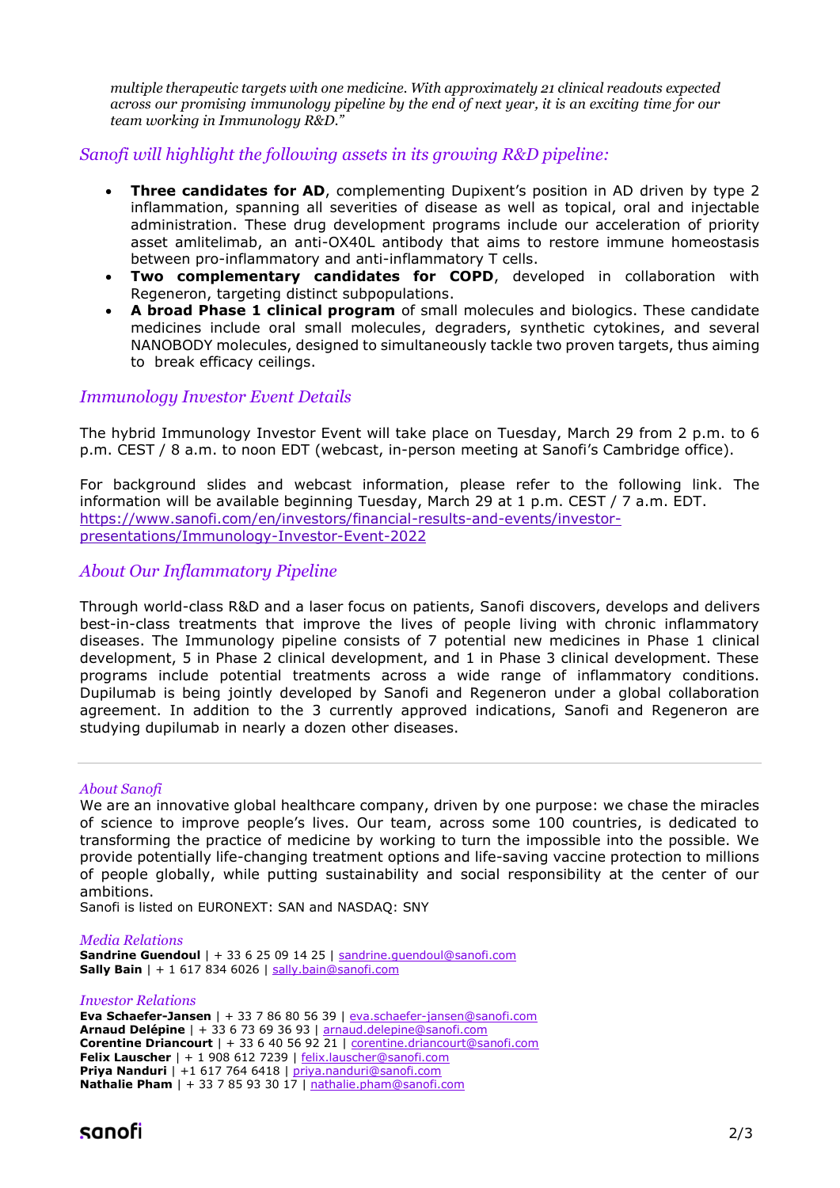*multiple therapeutic targets with one medicine. With approximately 21 clinical readouts expected across our promising immunology pipeline by the end of next year, it is an exciting time for our team working in Immunology R&D."*

### *Sanofi will highlight the following assets in its growing R&D pipeline:*

- **Three candidates for AD**, complementing Dupixent's position in AD driven by type 2 inflammation, spanning all severities of disease as well as topical, oral and injectable administration. These drug development programs include our acceleration of priority asset amlitelimab, an anti-OX40L antibody that aims to restore immune homeostasis between pro-inflammatory and anti-inflammatory T cells.
- **Two complementary candidates for COPD**, developed in collaboration with Regeneron, targeting distinct subpopulations.
- **A broad Phase 1 clinical program** of small molecules and biologics. These candidate medicines include oral small molecules, degraders, synthetic cytokines, and several NANOBODY molecules, designed to simultaneously tackle two proven targets, thus aiming to break efficacy ceilings.

### *Immunology Investor Event Details*

The hybrid Immunology Investor Event will take place on Tuesday, March 29 from 2 p.m. to 6 p.m. CEST / 8 a.m. to noon EDT (webcast, in-person meeting at Sanofi's Cambridge office).

For background slides and webcast information, please refer to the following link. The information will be available beginning Tuesday, March 29 at 1 p.m. CEST / 7 a.m. EDT.
https://www.sanofi.com/en/investors/financial-results-and-events/investor-presentations/Immunology-Investor-Event-2022

### *About Our Inflammatory Pipeline*

Through world-class R&D and a laser focus on patients, Sanofi discovers, develops and delivers best-in-class treatments that improve the lives of people living with chronic inflammatory diseases. The Immunology pipeline consists of 7 potential new medicines in Phase 1 clinical development, 5 in Phase 2 clinical development, and 1 in Phase 3 clinical development. These programs include potential treatments across a wide range of inflammatory conditions. Dupilumab is being jointly developed by Sanofi and Regeneron under a global collaboration agreement. In addition to the 3 currently approved indications, Sanofi and Regeneron are studying dupilumab in nearly a dozen other diseases.

---

*About Sanofi*
We are an innovative global healthcare company, driven by one purpose: we chase the miracles of science to improve people's lives. Our team, across some 100 countries, is dedicated to transforming the practice of medicine by working to turn the impossible into the possible. We provide potentially life-changing treatment options and life-saving vaccine protection to millions of people globally, while putting sustainability and social responsibility at the center of our ambitions.
Sanofi is listed on EURONEXT: SAN and NASDAQ: SNY

*Media Relations*
**Sandrine Guendoul** | + 33 6 25 09 14 25 | sandrine.guendoul@sanofi.com
**Sally Bain** | + 1 617 834 6026 | sally.bain@sanofi.com

*Investor Relations*
**Eva Schaefer-Jansen** | + 33 7 86 80 56 39 | eva.schaefer-jansen@sanofi.com
**Arnaud Delépine** | + 33 6 73 69 36 93 | arnaud.delepine@sanofi.com
**Corentine Driancourt** | + 33 6 40 56 92 21 | corentine.driancourt@sanofi.com
**Felix Lauscher** | + 1 908 612 7239 | felix.lauscher@sanofi.com
**Priya Nanduri** | +1 617 764 6418 | priya.nanduri@sanofi.com
**Nathalie Pham** | + 33 7 85 93 30 17 | nathalie.pham@sanofi.com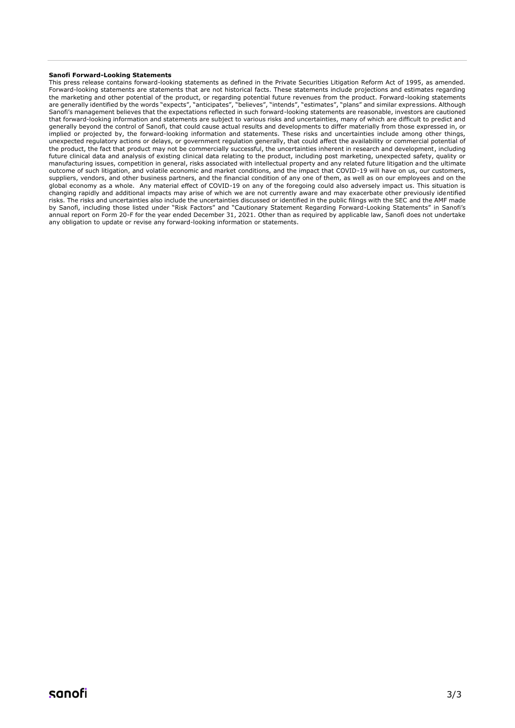**Sanofi Forward-Looking Statements**

This press release contains forward-looking statements as defined in the Private Securities Litigation Reform Act of 1995, as amended. Forward-looking statements are statements that are not historical facts. These statements include projections and estimates regarding the marketing and other potential of the product, or regarding potential future revenues from the product. Forward-looking statements are generally identified by the words "expects", "anticipates", "believes", "intends", "estimates", "plans" and similar expressions. Although Sanofi's management believes that the expectations reflected in such forward-looking statements are reasonable, investors are cautioned that forward-looking information and statements are subject to various risks and uncertainties, many of which are difficult to predict and generally beyond the control of Sanofi, that could cause actual results and developments to differ materially from those expressed in, or implied or projected by, the forward-looking information and statements. These risks and uncertainties include among other things, unexpected regulatory actions or delays, or government regulation generally, that could affect the availability or commercial potential of the product, the fact that product may not be commercially successful, the uncertainties inherent in research and development, including future clinical data and analysis of existing clinical data relating to the product, including post marketing, unexpected safety, quality or manufacturing issues, competition in general, risks associated with intellectual property and any related future litigation and the ultimate outcome of such litigation, and volatile economic and market conditions, and the impact that COVID-19 will have on us, our customers, suppliers, vendors, and other business partners, and the financial condition of any one of them, as well as on our employees and on the global economy as a whole. Any material effect of COVID-19 on any of the foregoing could also adversely impact us. This situation is changing rapidly and additional impacts may arise of which we are not currently aware and may exacerbate other previously identified risks. The risks and uncertainties also include the uncertainties discussed or identified in the public filings with the SEC and the AMF made by Sanofi, including those listed under "Risk Factors" and "Cautionary Statement Regarding Forward-Looking Statements" in Sanofi's annual report on Form 20-F for the year ended December 31, 2021. Other than as required by applicable law, Sanofi does not undertake any obligation to update or revise any forward-looking information or statements.

sanofi